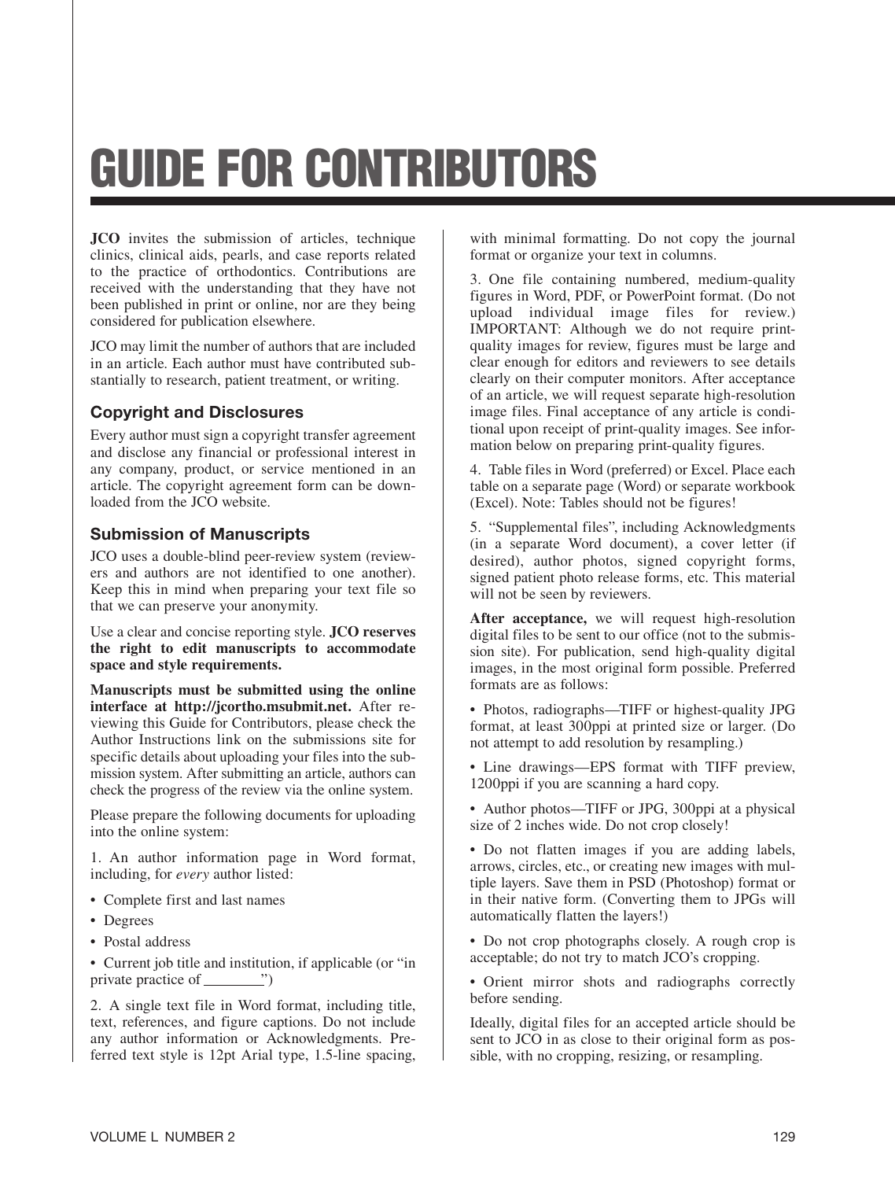# GUIDE FOR CONTRIBUTORS

**JCO** invites the submission of articles, technique clinics, clinical aids, pearls, and case reports related to the practice of orthodontics. Contributions are received with the understanding that they have not been published in print or online, nor are they being considered for publication elsewhere.

JCO may limit the number of authors that are included in an article. Each author must have contributed substantially to research, patient treatment, or writing.

## Copyright and Disclosures

Every author must sign a copyright transfer agreement and disclose any financial or professional interest in any company, product, or service mentioned in an article. The copyright agreement form can be downloaded from the JCO website.

## Submission of Manuscripts

JCO uses a double-blind peer-review system (reviewers and authors are not identified to one another). Keep this in mind when preparing your text file so that we can preserve your anonymity.

Use a clear and concise reporting style. **JCO reserves the right to edit manuscripts to accommodate space and style requirements.**

**Manuscripts must be submitted using the online interface at http://jcortho.msubmit.net.** After reviewing this Guide for Contributors, please check the Author Instructions link on the submissions site for specific details about uploading your files into the submission system. After submitting an article, authors can check the progress of the review via the online system.

Please prepare the following documents for uploading into the online system:

1. An author information page in Word format, including, for *every* author listed:

- Complete first and last names
- Degrees
- Postal address
- Current job title and institution, if applicable (or "in private practice of ________")

2. A single text file in Word format, including title, text, references, and figure captions. Do not include any author information or Acknowledgments. Preferred text style is 12pt Arial type, 1.5-line spacing, with minimal formatting. Do not copy the journal format or organize your text in columns.

3. One file containing numbered, medium-quality figures in Word, PDF, or PowerPoint format. (Do not upload individual image files for review.) IMPORTANT: Although we do not require print-quality images for review, figures must be large and clear enough for editors and reviewers to see details clearly on their computer monitors. After acceptance of an article, we will request separate high-resolution image files. Final acceptance of any article is conditional upon receipt of print-quality images. See information below on preparing print-quality figures.

4. Table files in Word (preferred) or Excel. Place each table on a separate page (Word) or separate workbook (Excel). Note: Tables should not be figures!

5. "Supplemental files", including Acknowledgments (in a separate Word document), a cover letter (if desired), author photos, signed copyright forms, signed patient photo release forms, etc. This material will not be seen by reviewers.

**After acceptance,** we will request high-resolution digital files to be sent to our office (not to the submission site). For publication, send high-quality digital images, in the most original form possible. Preferred formats are as follows:

- Photos, radiographs—TIFF or highest-quality JPG format, at least 300ppi at printed size or larger. (Do not attempt to add resolution by resampling.)
- Line drawings—EPS format with TIFF preview, 1200ppi if you are scanning a hard copy.
- Author photos—TIFF or JPG, 300ppi at a physical size of 2 inches wide. Do not crop closely!
- Do not flatten images if you are adding labels, arrows, circles, etc., or creating new images with multiple layers. Save them in PSD (Photoshop) format or in their native form. (Converting them to JPGs will automatically flatten the layers!)
- Do not crop photographs closely. A rough crop is acceptable; do not try to match JCO's cropping.
- Orient mirror shots and radiographs correctly before sending.

Ideally, digital files for an accepted article should be sent to JCO in as close to their original form as possible, with no cropping, resizing, or resampling.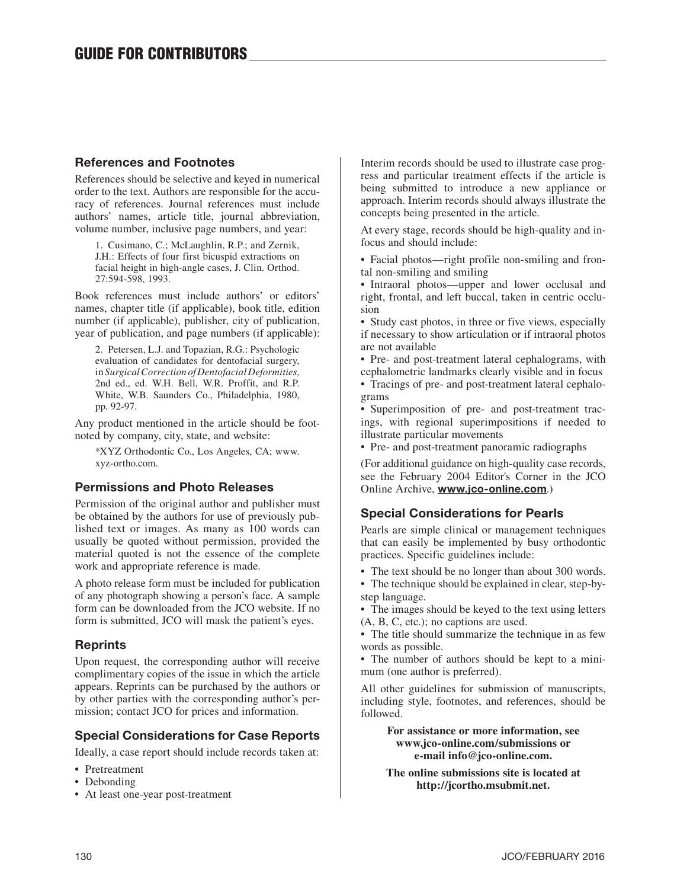# GUIDE FOR CONTRIBUTORS

## References and Footnotes

References should be selective and keyed in numerical order to the text. Authors are responsible for the accuracy of references. Journal references must include authors' names, article title, journal abbreviation, volume number, inclusive page numbers, and year:

> 1. Cusimano, C.; McLaughlin, R.P.; and Zernik, J.H.: Effects of four first bicuspid extractions on facial height in high-angle cases, J. Clin. Orthod. 27:594-598, 1993.

Book references must include authors' or editors' names, chapter title (if applicable), book title, edition number (if applicable), publisher, city of publication, year of publication, and page numbers (if applicable):

> 2. Petersen, L.J. and Topazian, R.G.: Psychologic evaluation of candidates for dentofacial surgery, in *Surgical Correction of Dentofacial Deformities*, 2nd ed., ed. W.H. Bell, W.R. Proffit, and R.P. White, W.B. Saunders Co., Philadelphia, 1980, pp. 92-97.

Any product mentioned in the article should be footnoted by company, city, state, and website:

> *XYZ Orthodontic Co., Los Angeles, CA; www.xyz-ortho.com.

## Permissions and Photo Releases

Permission of the original author and publisher must be obtained by the authors for use of previously published text or images. As many as 100 words can usually be quoted without permission, provided the material quoted is not the essence of the complete work and appropriate reference is made.

A photo release form must be included for publication of any photograph showing a person's face. A sample form can be downloaded from the JCO website. If no form is submitted, JCO will mask the patient's eyes.

## Reprints

Upon request, the corresponding author will receive complimentary copies of the issue in which the article appears. Reprints can be purchased by the authors or by other parties with the corresponding author's permission; contact JCO for prices and information.

## Special Considerations for Case Reports

Ideally, a case report should include records taken at:

- Pretreatment
- Debonding
- At least one-year post-treatment

Interim records should be used to illustrate case progress and particular treatment effects if the article is being submitted to introduce a new appliance or approach. Interim records should always illustrate the concepts being presented in the article.

At every stage, records should be high-quality and in-focus and should include:

- Facial photos—right profile non-smiling and frontal non-smiling and smiling
- Intraoral photos—upper and lower occlusal and right, frontal, and left buccal, taken in centric occlusion
- Study cast photos, in three or five views, especially if necessary to show articulation or if intraoral photos are not available
- Pre- and post-treatment lateral cephalograms, with cephalometric landmarks clearly visible and in focus
- Tracings of pre- and post-treatment lateral cephalograms
- Superimposition of pre- and post-treatment tracings, with regional superimpositions if needed to illustrate particular movements
- Pre- and post-treatment panoramic radiographs

(For additional guidance on high-quality case records, see the February 2004 Editor's Corner in the JCO Online Archive, **www.jco-online.com**.)

## Special Considerations for Pearls

Pearls are simple clinical or management techniques that can easily be implemented by busy orthodontic practices. Specific guidelines include:

- The text should be no longer than about 300 words.
- The technique should be explained in clear, step-by-step language.
- The images should be keyed to the text using letters (A, B, C, etc.); no captions are used.
- The title should summarize the technique in as few words as possible.
- The number of authors should be kept to a minimum (one author is preferred).

All other guidelines for submission of manuscripts, including style, footnotes, and references, should be followed.

**For assistance or more information, see www.jco-online.com/submissions or e-mail info@jco-online.com.**

**The online submissions site is located at http://jcortho.msubmit.net.**